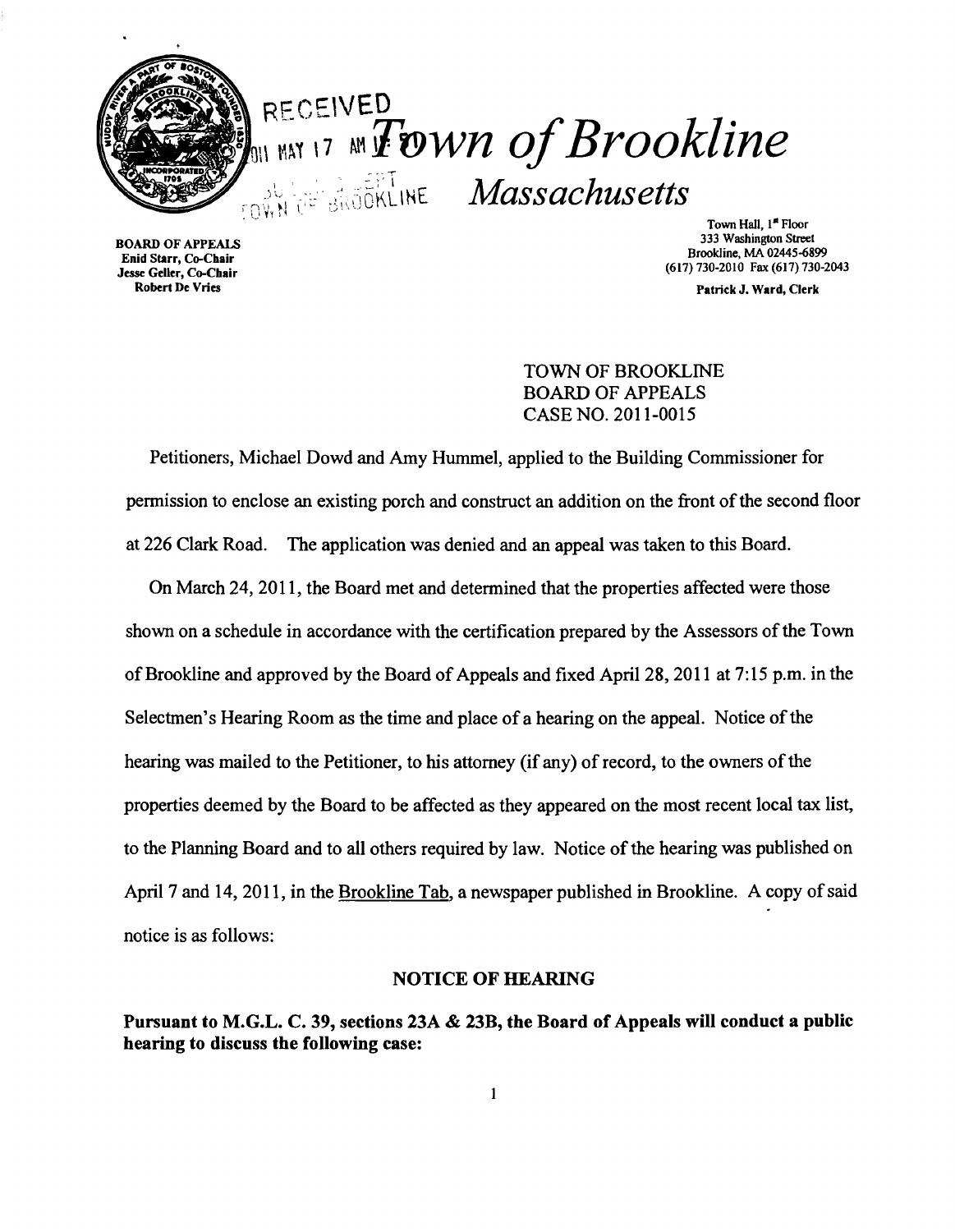RECEIVED
2011 MAY 17 AM

# Town of Brookline

TOWN OF BROOKLINE

*Massachusetts*

BOARD OF APPEALS
Enid Starr, Co-Chair
Jesse Geller, Co-Chair
Robert De Vries

Town Hall, 1st Floor
333 Washington Street
Brookline, MA 02445-6899
(617) 730-2010 Fax (617) 730-2043

Patrick J. Ward, Clerk

TOWN OF BROOKLINE
BOARD OF APPEALS
CASE NO. 2011-0015

Petitioners, Michael Dowd and Amy Hummel, applied to the Building Commissioner for permission to enclose an existing porch and construct an addition on the front of the second floor at 226 Clark Road. The application was denied and an appeal was taken to this Board.

On March 24, 2011, the Board met and determined that the properties affected were those shown on a schedule in accordance with the certification prepared by the Assessors of the Town of Brookline and approved by the Board of Appeals and fixed April 28, 2011 at 7:15 p.m. in the Selectmen's Hearing Room as the time and place of a hearing on the appeal. Notice of the hearing was mailed to the Petitioner, to his attorney (if any) of record, to the owners of the properties deemed by the Board to be affected as they appeared on the most recent local tax list, to the Planning Board and to all others required by law. Notice of the hearing was published on April 7 and 14, 2011, in the Brookline Tab, a newspaper published in Brookline. A copy of said notice is as follows:

## NOTICE OF HEARING

**Pursuant to M.G.L. C. 39, sections 23A & 23B, the Board of Appeals will conduct a public hearing to discuss the following case:**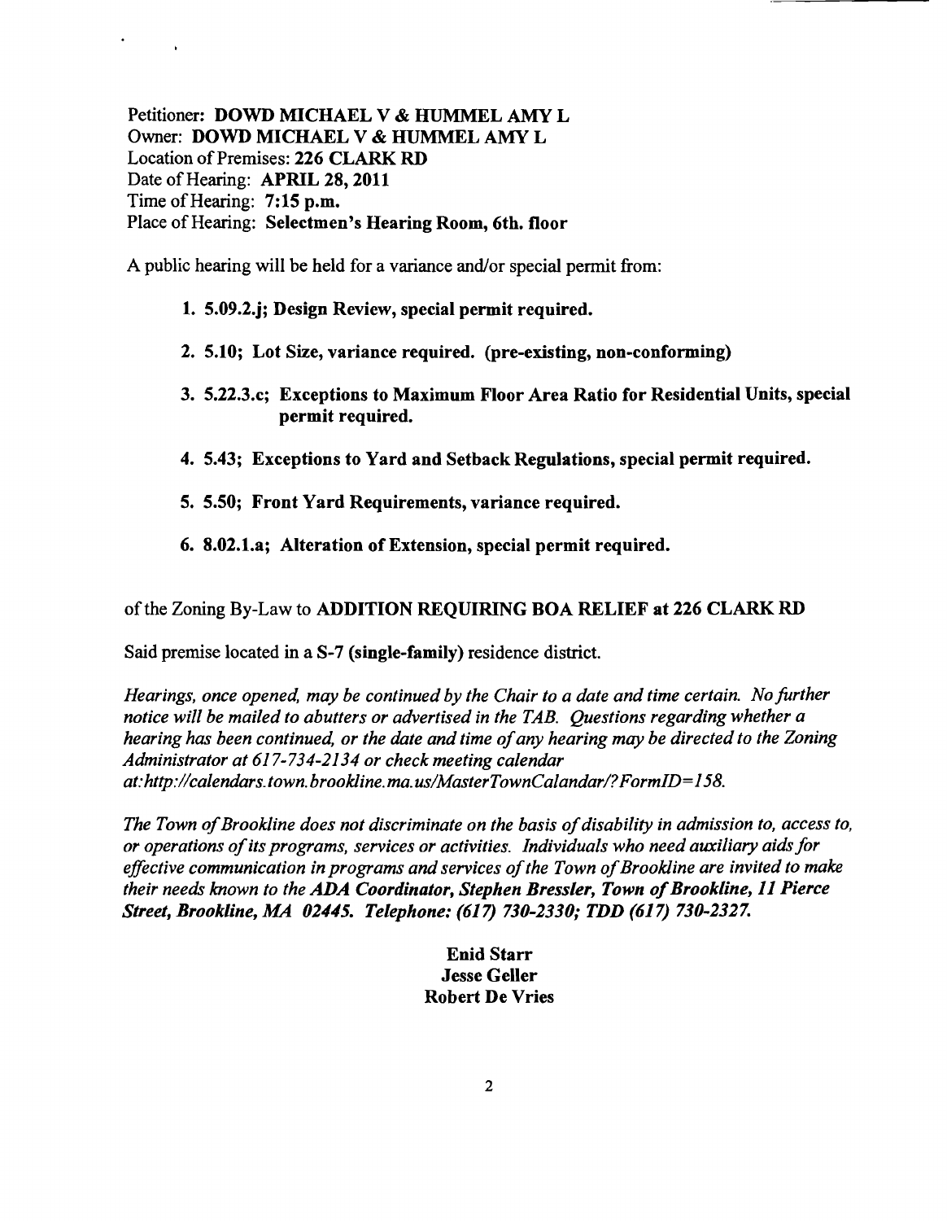Petitioner: **DOWD MICHAEL V & HUMMEL AMY L**
Owner: **DOWD MICHAEL V & HUMMEL AMY L**
Location of Premises: **226 CLARK RD**
Date of Hearing: **APRIL 28, 2011**
Time of Hearing: **7:15 p.m.**
Place of Hearing: **Selectmen's Hearing Room, 6th. floor**

A public hearing will be held for a variance and/or special permit from:

1. **5.09.2.j; Design Review, special permit required.**
2. **5.10; Lot Size, variance required. (pre-existing, non-conforming)**
3. **5.22.3.c; Exceptions to Maximum Floor Area Ratio for Residential Units, special permit required.**
4. **5.43; Exceptions to Yard and Setback Regulations, special permit required.**
5. **5.50; Front Yard Requirements, variance required.**
6. **8.02.1.a; Alteration of Extension, special permit required.**

of the Zoning By-Law to **ADDITION REQUIRING BOA RELIEF at 226 CLARK RD**

Said premise located in a **S-7 (single-family)** residence district.

*Hearings, once opened, may be continued by the Chair to a date and time certain. No further notice will be mailed to abutters or advertised in the TAB. Questions regarding whether a hearing has been continued, or the date and time of any hearing may be directed to the Zoning Administrator at 617-734-2134 or check meeting calendar at:http://calendars.town.brookline.ma.us/MasterTownCalandar/?FormID=158.*

*The Town of Brookline does not discriminate on the basis of disability in admission to, access to, or operations of its programs, services or activities. Individuals who need auxiliary aids for effective communication in programs and services of the Town of Brookline are invited to make their needs known to the* ***ADA Coordinator, Stephen Bressler, Town of Brookline, 11 Pierce Street, Brookline, MA 02445. Telephone: (617) 730-2330; TDD (617) 730-2327.***

**Enid Starr**
**Jesse Geller**
**Robert De Vries**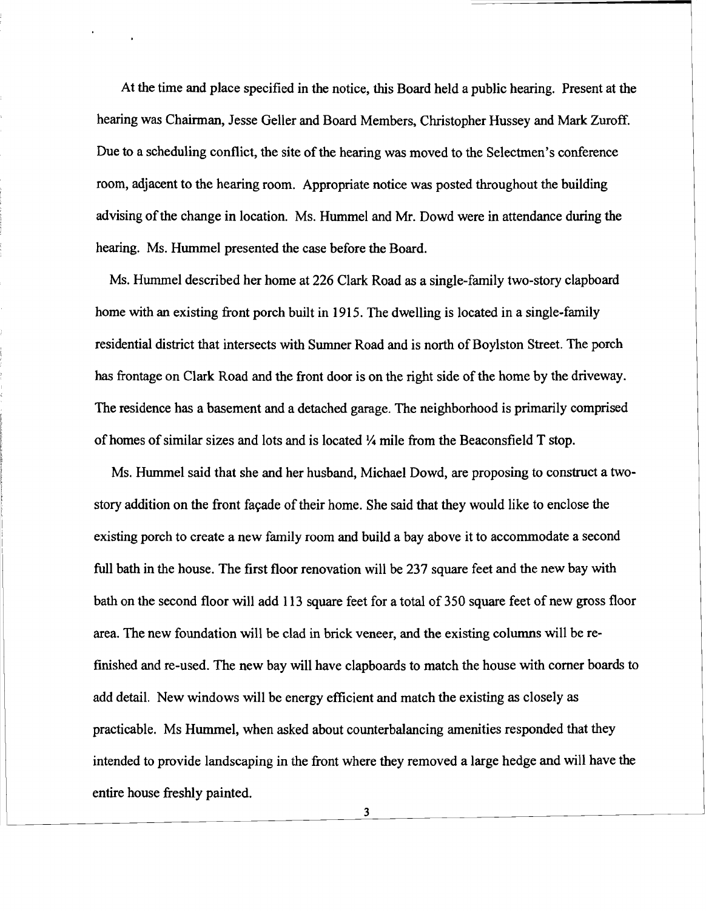At the time and place specified in the notice, this Board held a public hearing. Present at the hearing was Chairman, Jesse Geller and Board Members, Christopher Hussey and Mark Zuroff. Due to a scheduling conflict, the site of the hearing was moved to the Selectmen's conference room, adjacent to the hearing room. Appropriate notice was posted throughout the building advising of the change in location. Ms. Hummel and Mr. Dowd were in attendance during the hearing. Ms. Hummel presented the case before the Board.

Ms. Hummel described her home at 226 Clark Road as a single-family two-story clapboard home with an existing front porch built in 1915. The dwelling is located in a single-family residential district that intersects with Sumner Road and is north of Boylston Street. The porch has frontage on Clark Road and the front door is on the right side of the home by the driveway. The residence has a basement and a detached garage. The neighborhood is primarily comprised of homes of similar sizes and lots and is located ¼ mile from the Beaconsfield T stop.

Ms. Hummel said that she and her husband, Michael Dowd, are proposing to construct a two-story addition on the front façade of their home. She said that they would like to enclose the existing porch to create a new family room and build a bay above it to accommodate a second full bath in the house. The first floor renovation will be 237 square feet and the new bay with bath on the second floor will add 113 square feet for a total of 350 square feet of new gross floor area. The new foundation will be clad in brick veneer, and the existing columns will be re-finished and re-used. The new bay will have clapboards to match the house with corner boards to add detail. New windows will be energy efficient and match the existing as closely as practicable. Ms Hummel, when asked about counterbalancing amenities responded that they intended to provide landscaping in the front where they removed a large hedge and will have the entire house freshly painted.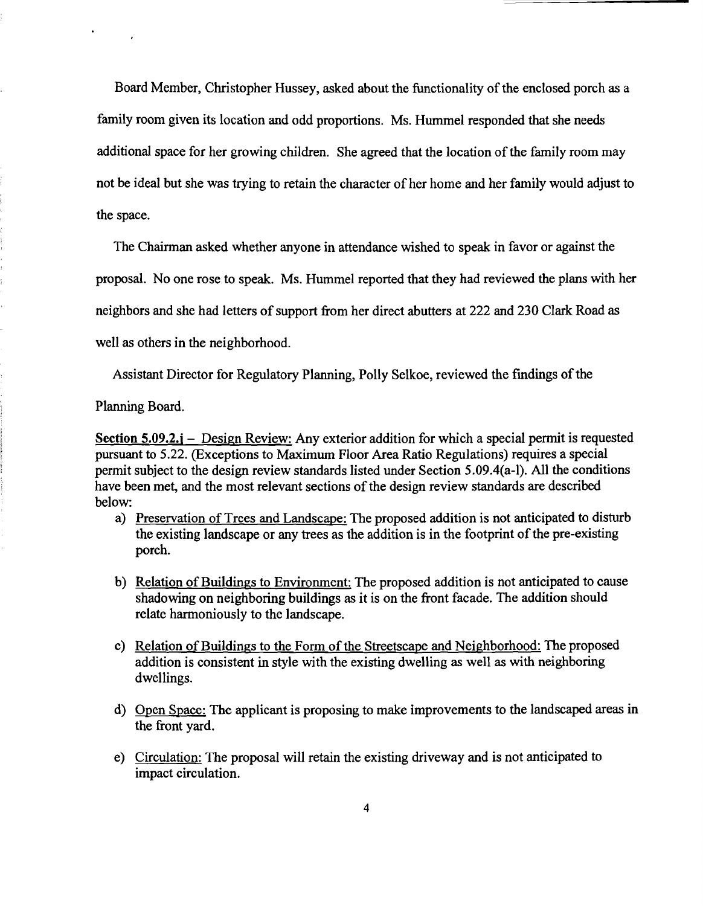Board Member, Christopher Hussey, asked about the functionality of the enclosed porch as a family room given its location and odd proportions. Ms. Hummel responded that she needs additional space for her growing children. She agreed that the location of the family room may not be ideal but she was trying to retain the character of her home and her family would adjust to the space.

The Chairman asked whether anyone in attendance wished to speak in favor or against the proposal. No one rose to speak. Ms. Hummel reported that they had reviewed the plans with her neighbors and she had letters of support from her direct abutters at 222 and 230 Clark Road as well as others in the neighborhood.

Assistant Director for Regulatory Planning, Polly Selkoe, reviewed the findings of the Planning Board.

**Section 5.09.2.j** – Design Review: Any exterior addition for which a special permit is requested pursuant to 5.22. (Exceptions to Maximum Floor Area Ratio Regulations) requires a special permit subject to the design review standards listed under Section 5.09.4(a-l). All the conditions have been met, and the most relevant sections of the design review standards are described below:

a) Preservation of Trees and Landscape: The proposed addition is not anticipated to disturb the existing landscape or any trees as the addition is in the footprint of the pre-existing porch.

b) Relation of Buildings to Environment: The proposed addition is not anticipated to cause shadowing on neighboring buildings as it is on the front facade. The addition should relate harmoniously to the landscape.

c) Relation of Buildings to the Form of the Streetscape and Neighborhood: The proposed addition is consistent in style with the existing dwelling as well as with neighboring dwellings.

d) Open Space: The applicant is proposing to make improvements to the landscaped areas in the front yard.

e) Circulation: The proposal will retain the existing driveway and is not anticipated to impact circulation.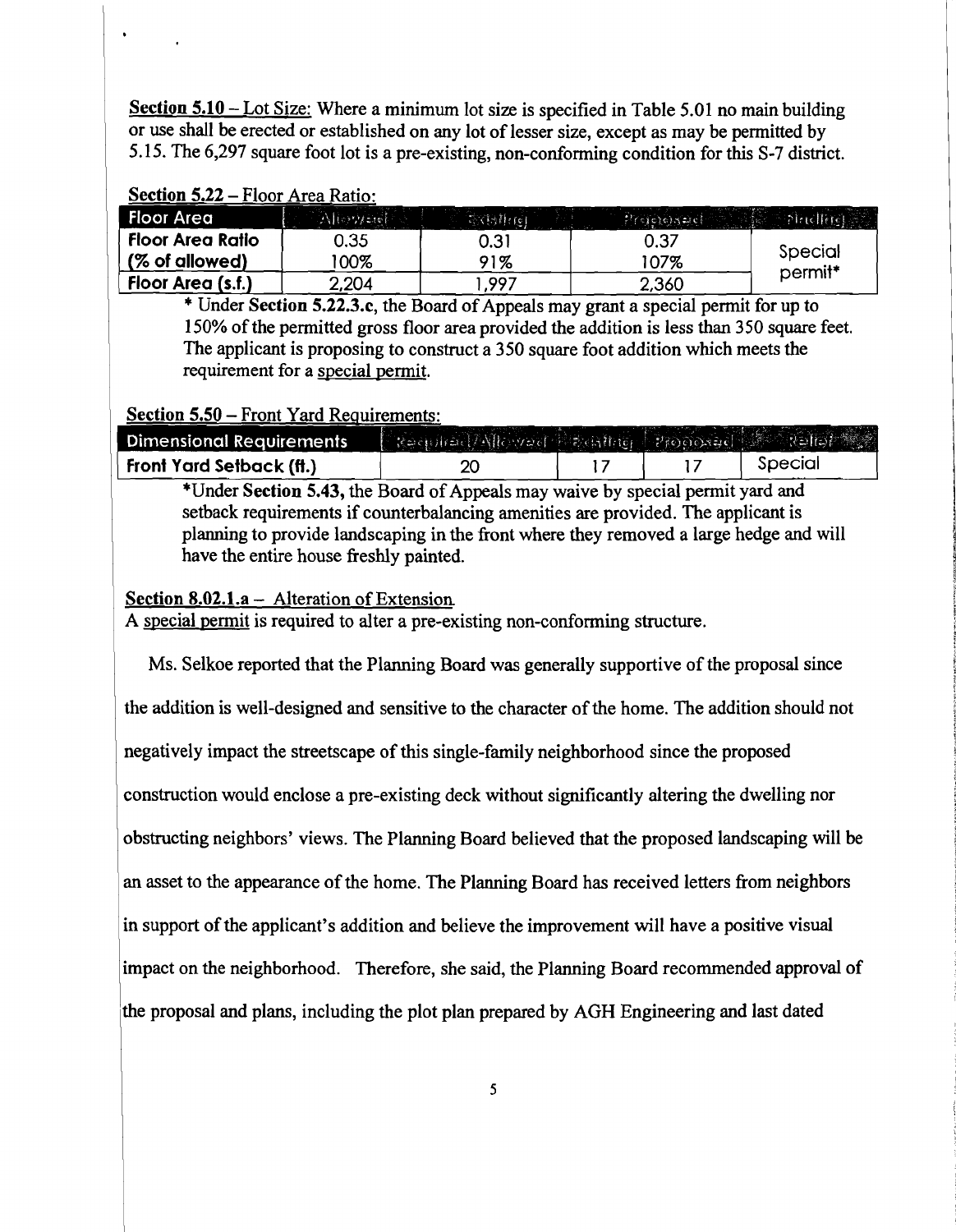**Section 5.10** – Lot Size: Where a minimum lot size is specified in Table 5.01 no main building or use shall be erected or established on any lot of lesser size, except as may be permitted by 5.15. The 6,297 square foot lot is a pre-existing, non-conforming condition for this S-7 district.

**Section 5.22** – Floor Area Ratio:

| Floor Area | Allowed | Existing | Proposed | Finding |
|---|---|---|---|---|
| **Floor Area Ratio** | 0.35 | 0.31 | 0.37 | Special permit* |
| **(% of allowed)** | 100% | 91% | 107% | |
| **Floor Area (s.f.)** | 2,204 | 1,997 | 2,360 | |

\* Under **Section 5.22.3.c**, the Board of Appeals may grant a special permit for up to 150% of the permitted gross floor area provided the addition is less than 350 square feet. The applicant is proposing to construct a 350 square foot addition which meets the requirement for a special permit.

**Section 5.50** – Front Yard Requirements:

| Dimensional Requirements | Required/Allowed | Existing | Proposed | Relief |
|---|---|---|---|---|
| **Front Yard Setback (ft.)** | 20 | 17 | 17 | Special |

\*Under **Section 5.43,** the Board of Appeals may waive by special permit yard and setback requirements if counterbalancing amenities are provided. The applicant is planning to provide landscaping in the front where they removed a large hedge and will have the entire house freshly painted.

**Section 8.02.1.a** – Alteration of Extension.
A special permit is required to alter a pre-existing non-conforming structure.

Ms. Selkoe reported that the Planning Board was generally supportive of the proposal since the addition is well-designed and sensitive to the character of the home. The addition should not negatively impact the streetscape of this single-family neighborhood since the proposed construction would enclose a pre-existing deck without significantly altering the dwelling nor obstructing neighbors' views. The Planning Board believed that the proposed landscaping will be an asset to the appearance of the home. The Planning Board has received letters from neighbors in support of the applicant's addition and believe the improvement will have a positive visual impact on the neighborhood. Therefore, she said, the Planning Board recommended approval of the proposal and plans, including the plot plan prepared by AGH Engineering and last dated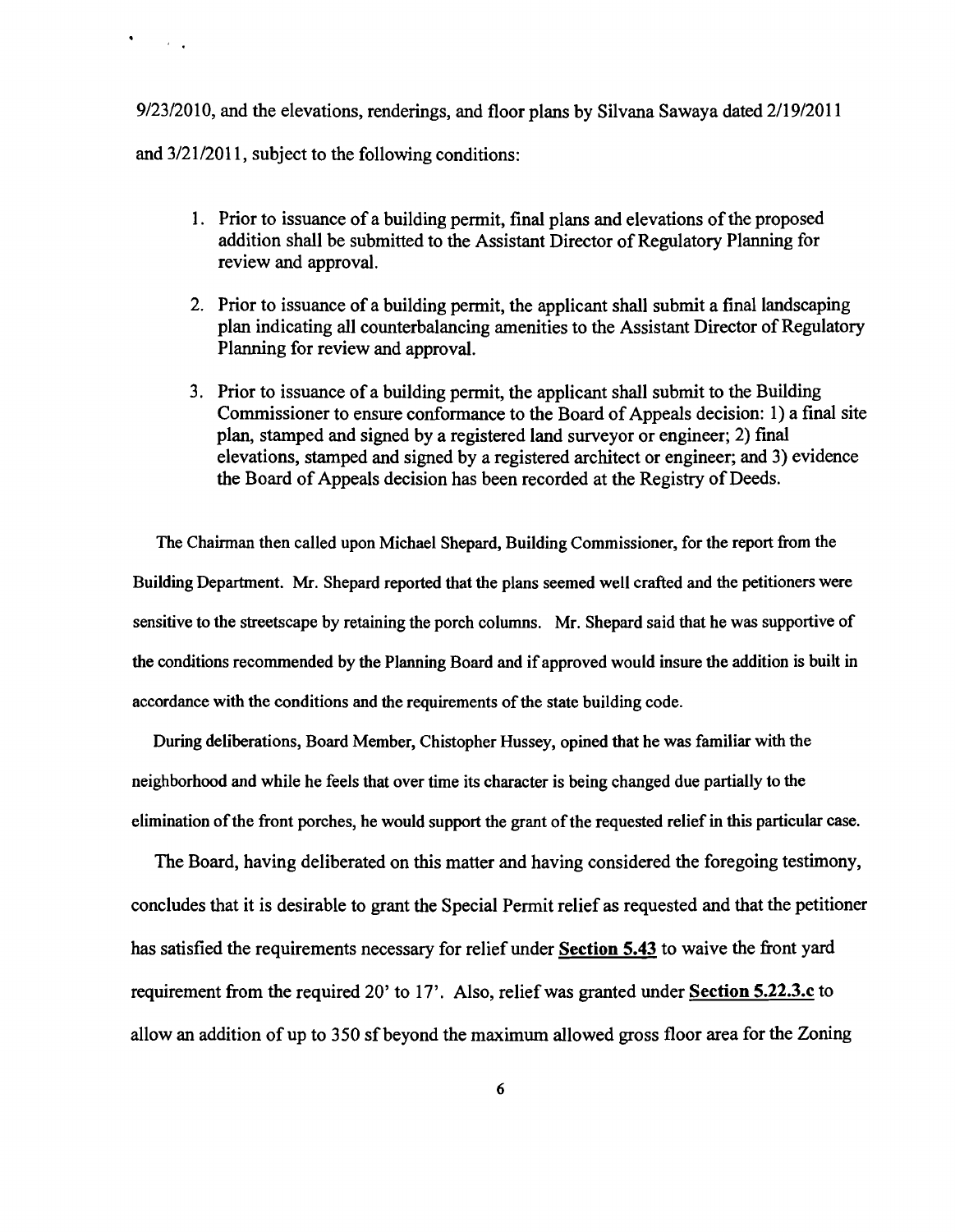9/23/2010, and the elevations, renderings, and floor plans by Silvana Sawaya dated 2/19/2011 and 3/21/2011, subject to the following conditions:

1. Prior to issuance of a building permit, final plans and elevations of the proposed addition shall be submitted to the Assistant Director of Regulatory Planning for review and approval.

2. Prior to issuance of a building permit, the applicant shall submit a final landscaping plan indicating all counterbalancing amenities to the Assistant Director of Regulatory Planning for review and approval.

3. Prior to issuance of a building permit, the applicant shall submit to the Building Commissioner to ensure conformance to the Board of Appeals decision: 1) a final site plan, stamped and signed by a registered land surveyor or engineer; 2) final elevations, stamped and signed by a registered architect or engineer; and 3) evidence the Board of Appeals decision has been recorded at the Registry of Deeds.

The Chairman then called upon Michael Shepard, Building Commissioner, for the report from the Building Department. Mr. Shepard reported that the plans seemed well crafted and the petitioners were sensitive to the streetscape by retaining the porch columns. Mr. Shepard said that he was supportive of the conditions recommended by the Planning Board and if approved would insure the addition is built in accordance with the conditions and the requirements of the state building code.

During deliberations, Board Member, Chistopher Hussey, opined that he was familiar with the neighborhood and while he feels that over time its character is being changed due partially to the elimination of the front porches, he would support the grant of the requested relief in this particular case.

The Board, having deliberated on this matter and having considered the foregoing testimony, concludes that it is desirable to grant the Special Permit relief as requested and that the petitioner has satisfied the requirements necessary for relief under **Section 5.43** to waive the front yard requirement from the required 20' to 17'. Also, relief was granted under **Section 5.22.3.c** to allow an addition of up to 350 sf beyond the maximum allowed gross floor area for the Zoning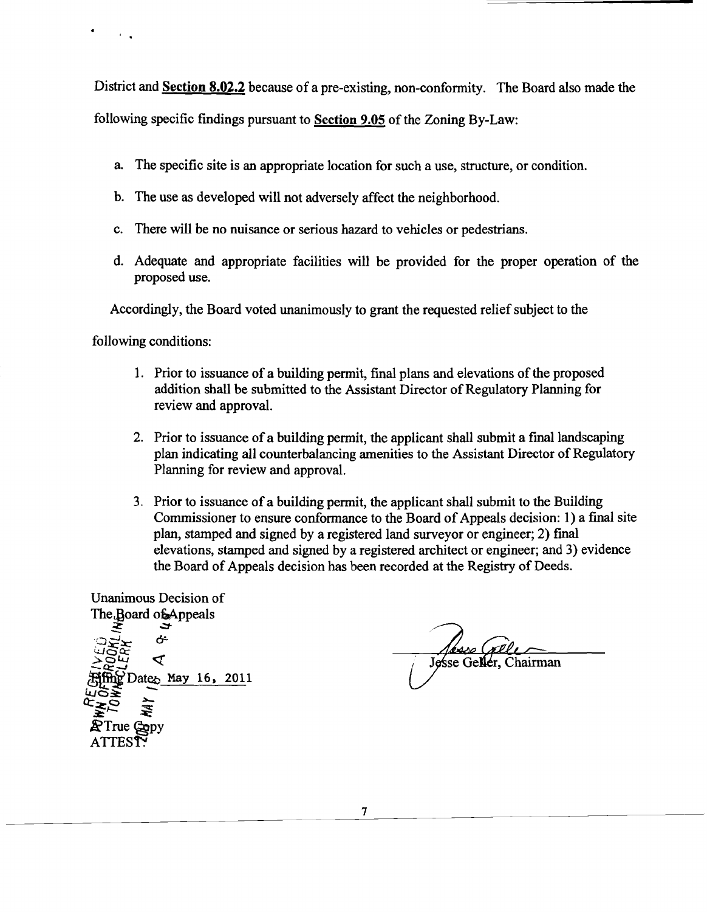District and **Section 8.02.2** because of a pre-existing, non-conformity. The Board also made the following specific findings pursuant to **Section 9.05** of the Zoning By-Law:

a. The specific site is an appropriate location for such a use, structure, or condition.

b. The use as developed will not adversely affect the neighborhood.

c. There will be no nuisance or serious hazard to vehicles or pedestrians.

d. Adequate and appropriate facilities will be provided for the proper operation of the proposed use.

Accordingly, the Board voted unanimously to grant the requested relief subject to the following conditions:

1. Prior to issuance of a building permit, final plans and elevations of the proposed addition shall be submitted to the Assistant Director of Regulatory Planning for review and approval.

2. Prior to issuance of a building permit, the applicant shall submit a final landscaping plan indicating all counterbalancing amenities to the Assistant Director of Regulatory Planning for review and approval.

3. Prior to issuance of a building permit, the applicant shall submit to the Building Commissioner to ensure conformance to the Board of Appeals decision: 1) a final site plan, stamped and signed by a registered land surveyor or engineer; 2) final elevations, stamped and signed by a registered architect or engineer; and 3) evidence the Board of Appeals decision has been recorded at the Registry of Deeds.

Unanimous Decision of
The Board of Appeals

Filing Date: May 16, 2011

A True Copy
ATTEST:

Jesse Geller, Chairman

RECEIVED
TOWN OF BROOKLINE
TOWN CLERK
2011 MAY 16 A 4:4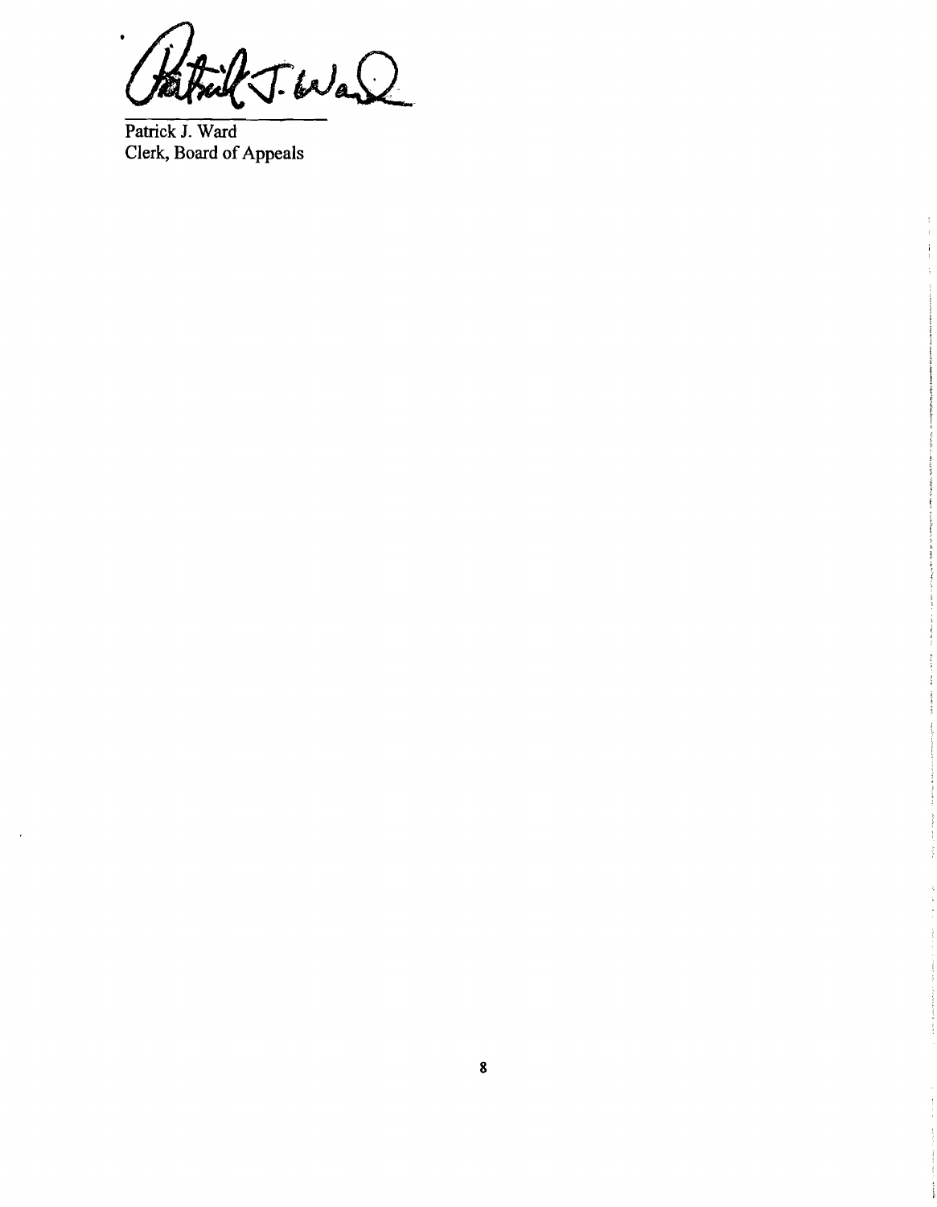Patrick J. Ward
Clerk, Board of Appeals